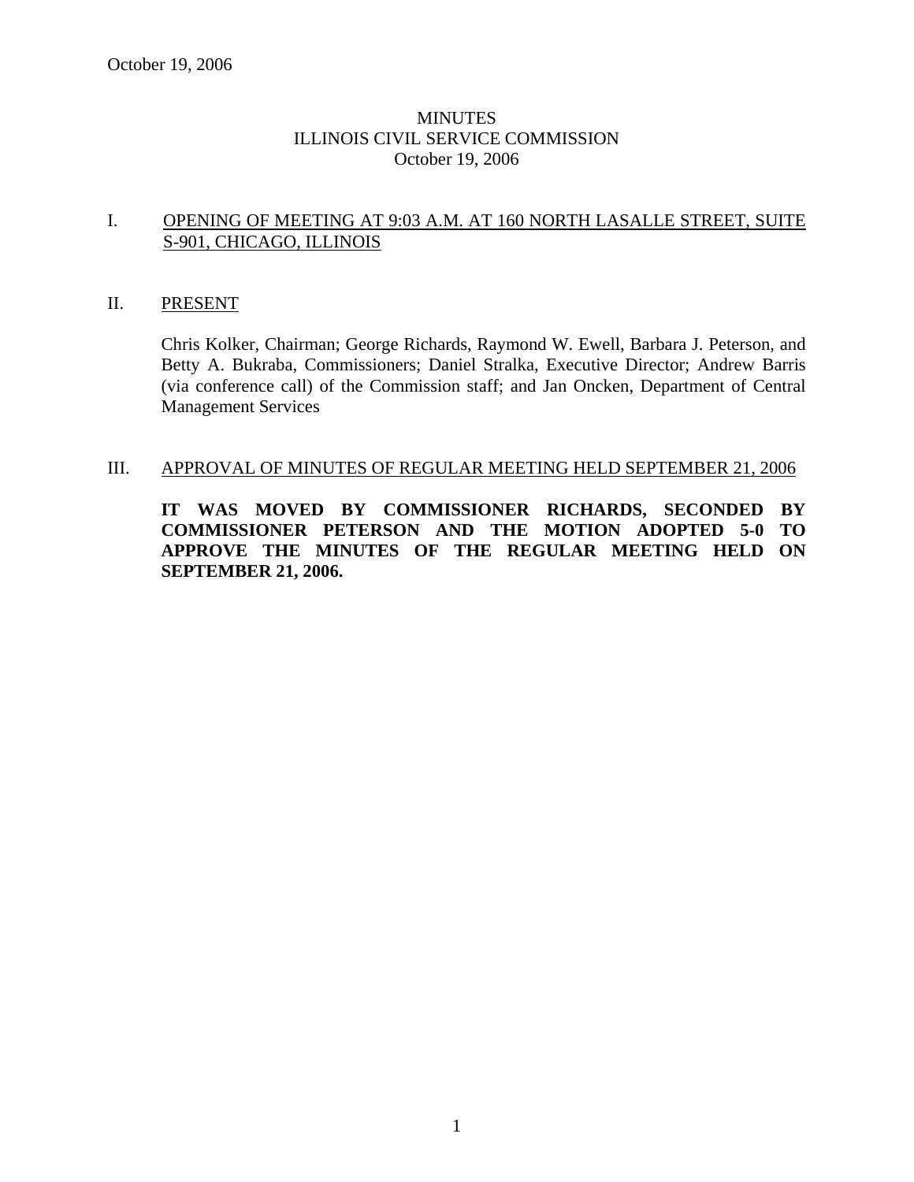October 19, 2006

# MINUTES
# ILLINOIS CIVIL SERVICE COMMISSION
# October 19, 2006

## I. OPENING OF MEETING AT 9:03 A.M. AT 160 NORTH LASALLE STREET, SUITE S-901, CHICAGO, ILLINOIS

## II. PRESENT

Chris Kolker, Chairman; George Richards, Raymond W. Ewell, Barbara J. Peterson, and Betty A. Bukraba, Commissioners; Daniel Stralka, Executive Director; Andrew Barris (via conference call) of the Commission staff; and Jan Oncken, Department of Central Management Services

## III. APPROVAL OF MINUTES OF REGULAR MEETING HELD SEPTEMBER 21, 2006

**IT WAS MOVED BY COMMISSIONER RICHARDS, SECONDED BY COMMISSIONER PETERSON AND THE MOTION ADOPTED 5-0 TO APPROVE THE MINUTES OF THE REGULAR MEETING HELD ON SEPTEMBER 21, 2006.**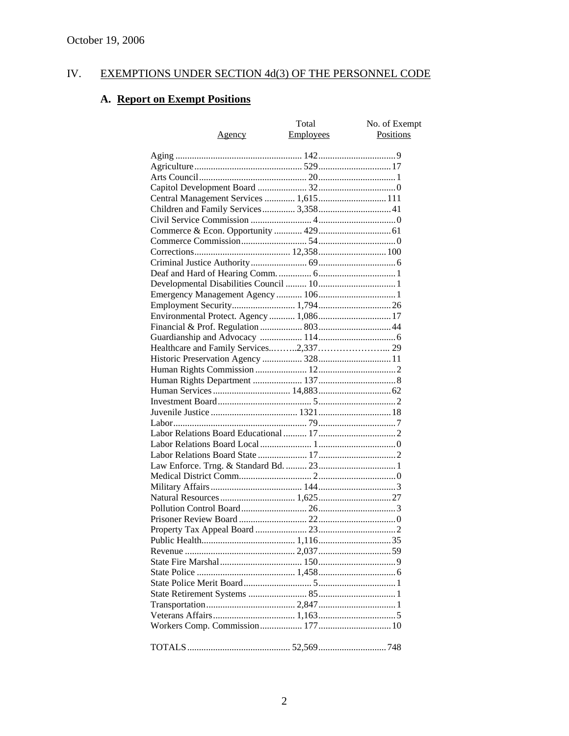October 19, 2006

# IV. EXEMPTIONS UNDER SECTION 4d(3) OF THE PERSONNEL CODE

## A. Report on Exempt Positions

| Agency | Total Employees | No. of Exempt Positions |
|---|---|---|
| Aging | 142 | 9 |
| Agriculture | 529 | 17 |
| Arts Council | 20 | 1 |
| Capitol Development Board | 32 | 0 |
| Central Management Services | 1,615 | 111 |
| Children and Family Services | 3,358 | 41 |
| Civil Service Commission | 4 | 0 |
| Commerce & Econ. Opportunity | 429 | 61 |
| Commerce Commission | 54 | 0 |
| Corrections | 12,358 | 100 |
| Criminal Justice Authority | 69 | 6 |
| Deaf and Hard of Hearing Comm. | 6 | 1 |
| Developmental Disabilities Council | 10 | 1 |
| Emergency Management Agency | 106 | 1 |
| Employment Security | 1,794 | 26 |
| Environmental Protect. Agency | 1,086 | 17 |
| Financial & Prof. Regulation | 803 | 44 |
| Guardianship and Advocacy | 114 | 6 |
| Healthcare and Family Services | 2,337 | 29 |
| Historic Preservation Agency | 328 | 11 |
| Human Rights Commission | 12 | 2 |
| Human Rights Department | 137 | 8 |
| Human Services | 14,883 | 62 |
| Investment Board | 5 | 2 |
| Juvenile Justice | 1321 | 18 |
| Labor | 79 | 7 |
| Labor Relations Board Educational | 17 | 2 |
| Labor Relations Board Local | 1 | 0 |
| Labor Relations Board State | 17 | 2 |
| Law Enforce. Trng. & Standard Bd. | 23 | 1 |
| Medical District Comm. | 2 | 0 |
| Military Affairs | 144 | 3 |
| Natural Resources | 1,625 | 27 |
| Pollution Control Board | 26 | 3 |
| Prisoner Review Board | 22 | 0 |
| Property Tax Appeal Board | 23 | 2 |
| Public Health | 1,116 | 35 |
| Revenue | 2,037 | 59 |
| State Fire Marshal | 150 | 9 |
| State Police | 1,458 | 6 |
| State Police Merit Board | 5 | 1 |
| State Retirement Systems | 85 | 1 |
| Transportation | 2,847 | 1 |
| Veterans Affairs | 1,163 | 5 |
| Workers Comp. Commission | 177 | 10 |
| TOTALS | 52,569 | 748 |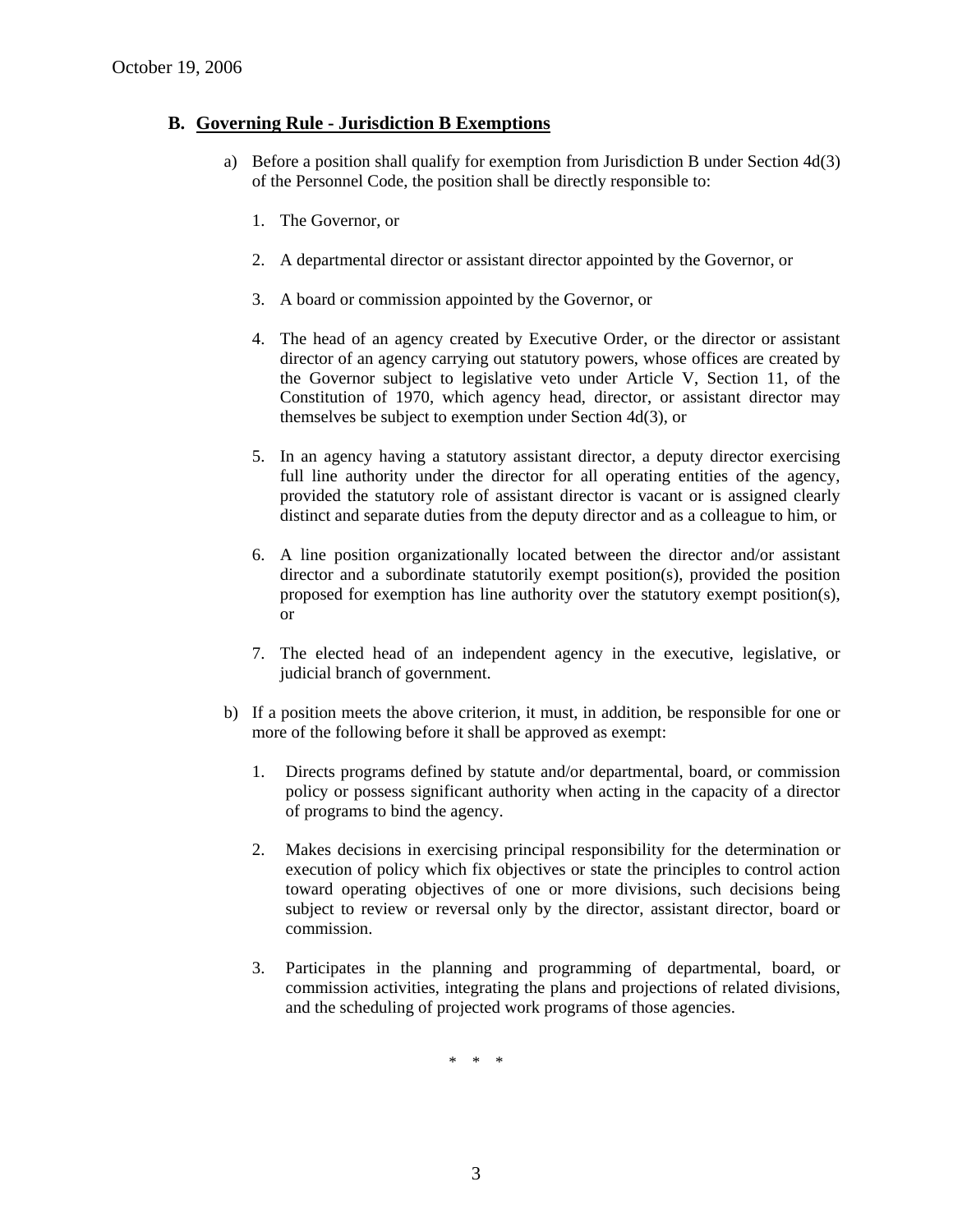October 19, 2006

## B. Governing Rule - Jurisdiction B Exemptions

a) Before a position shall qualify for exemption from Jurisdiction B under Section 4d(3) of the Personnel Code, the position shall be directly responsible to:

1. The Governor, or

2. A departmental director or assistant director appointed by the Governor, or

3. A board or commission appointed by the Governor, or

4. The head of an agency created by Executive Order, or the director or assistant director of an agency carrying out statutory powers, whose offices are created by the Governor subject to legislative veto under Article V, Section 11, of the Constitution of 1970, which agency head, director, or assistant director may themselves be subject to exemption under Section 4d(3), or

5. In an agency having a statutory assistant director, a deputy director exercising full line authority under the director for all operating entities of the agency, provided the statutory role of assistant director is vacant or is assigned clearly distinct and separate duties from the deputy director and as a colleague to him, or

6. A line position organizationally located between the director and/or assistant director and a subordinate statutorily exempt position(s), provided the position proposed for exemption has line authority over the statutory exempt position(s), or

7. The elected head of an independent agency in the executive, legislative, or judicial branch of government.

b) If a position meets the above criterion, it must, in addition, be responsible for one or more of the following before it shall be approved as exempt:

1. Directs programs defined by statute and/or departmental, board, or commission policy or possess significant authority when acting in the capacity of a director of programs to bind the agency.

2. Makes decisions in exercising principal responsibility for the determination or execution of policy which fix objectives or state the principles to control action toward operating objectives of one or more divisions, such decisions being subject to review or reversal only by the director, assistant director, board or commission.

3. Participates in the planning and programming of departmental, board, or commission activities, integrating the plans and projections of related divisions, and the scheduling of projected work programs of those agencies.

\* \* \*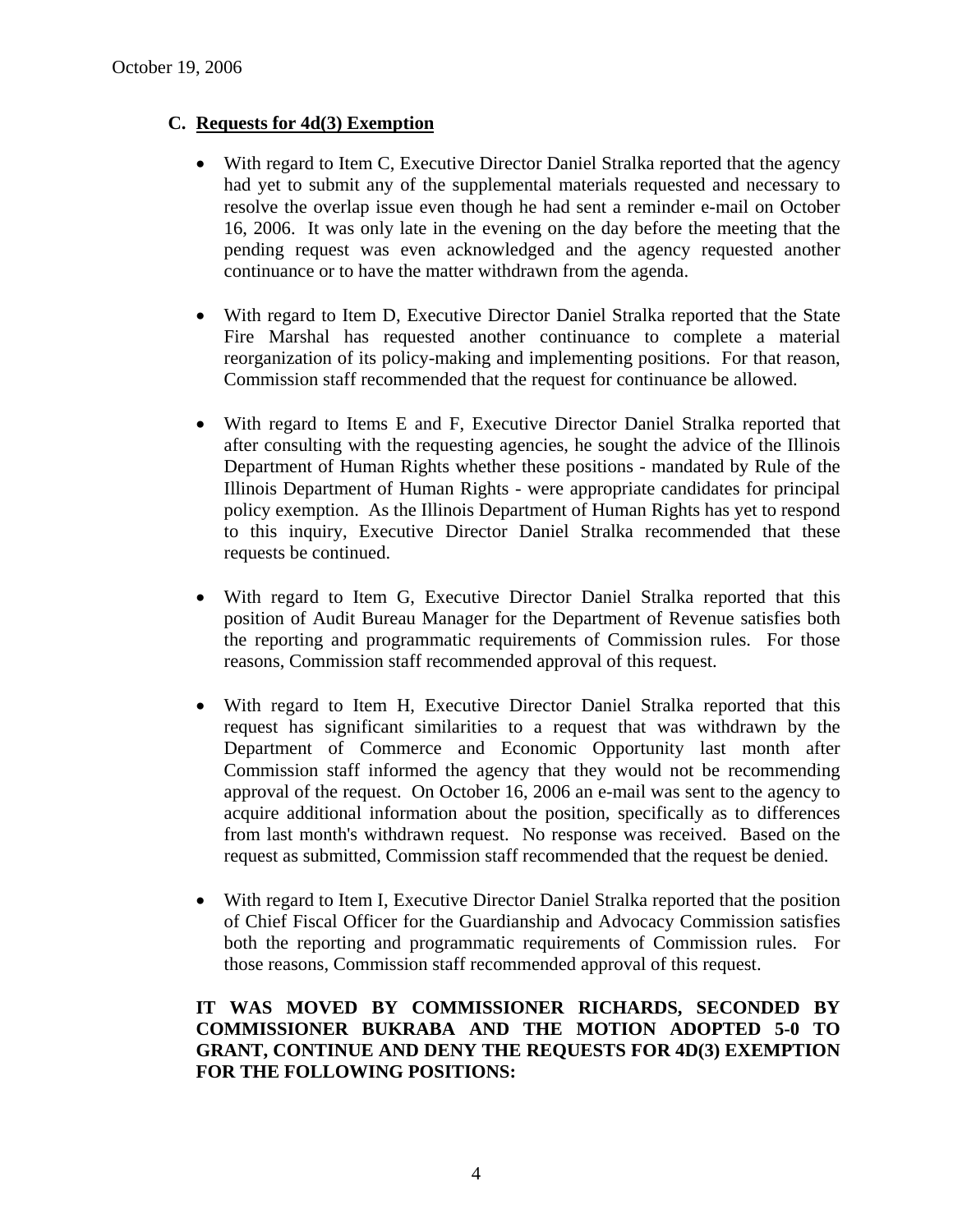### C. Requests for 4d(3) Exemption

- With regard to Item C, Executive Director Daniel Stralka reported that the agency had yet to submit any of the supplemental materials requested and necessary to resolve the overlap issue even though he had sent a reminder e-mail on October 16, 2006. It was only late in the evening on the day before the meeting that the pending request was even acknowledged and the agency requested another continuance or to have the matter withdrawn from the agenda.

- With regard to Item D, Executive Director Daniel Stralka reported that the State Fire Marshal has requested another continuance to complete a material reorganization of its policy-making and implementing positions. For that reason, Commission staff recommended that the request for continuance be allowed.

- With regard to Items E and F, Executive Director Daniel Stralka reported that after consulting with the requesting agencies, he sought the advice of the Illinois Department of Human Rights whether these positions - mandated by Rule of the Illinois Department of Human Rights - were appropriate candidates for principal policy exemption. As the Illinois Department of Human Rights has yet to respond to this inquiry, Executive Director Daniel Stralka recommended that these requests be continued.

- With regard to Item G, Executive Director Daniel Stralka reported that this position of Audit Bureau Manager for the Department of Revenue satisfies both the reporting and programmatic requirements of Commission rules. For those reasons, Commission staff recommended approval of this request.

- With regard to Item H, Executive Director Daniel Stralka reported that this request has significant similarities to a request that was withdrawn by the Department of Commerce and Economic Opportunity last month after Commission staff informed the agency that they would not be recommending approval of the request. On October 16, 2006 an e-mail was sent to the agency to acquire additional information about the position, specifically as to differences from last month's withdrawn request. No response was received. Based on the request as submitted, Commission staff recommended that the request be denied.

- With regard to Item I, Executive Director Daniel Stralka reported that the position of Chief Fiscal Officer for the Guardianship and Advocacy Commission satisfies both the reporting and programmatic requirements of Commission rules. For those reasons, Commission staff recommended approval of this request.

**IT WAS MOVED BY COMMISSIONER RICHARDS, SECONDED BY COMMISSIONER BUKRABA AND THE MOTION ADOPTED 5-0 TO GRANT, CONTINUE AND DENY THE REQUESTS FOR 4D(3) EXEMPTION FOR THE FOLLOWING POSITIONS:**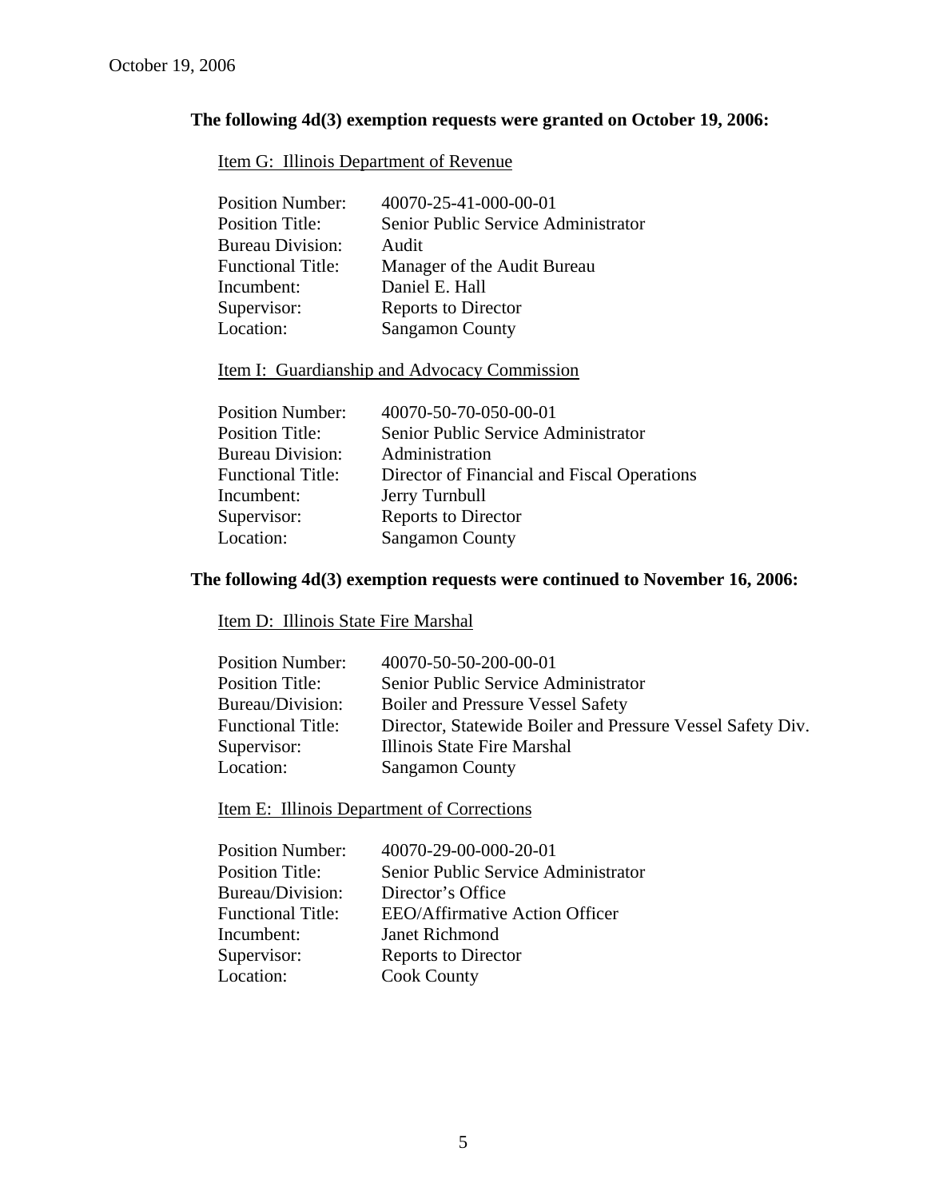October 19, 2006

**The following 4d(3) exemption requests were granted on October 19, 2006:**

Item G: Illinois Department of Revenue

| | |
|---|---|
| Position Number: | 40070-25-41-000-00-01 |
| Position Title: | Senior Public Service Administrator |
| Bureau Division: | Audit |
| Functional Title: | Manager of the Audit Bureau |
| Incumbent: | Daniel E. Hall |
| Supervisor: | Reports to Director |
| Location: | Sangamon County |

Item I: Guardianship and Advocacy Commission

| | |
|---|---|
| Position Number: | 40070-50-70-050-00-01 |
| Position Title: | Senior Public Service Administrator |
| Bureau Division: | Administration |
| Functional Title: | Director of Financial and Fiscal Operations |
| Incumbent: | Jerry Turnbull |
| Supervisor: | Reports to Director |
| Location: | Sangamon County |

**The following 4d(3) exemption requests were continued to November 16, 2006:**

Item D: Illinois State Fire Marshal

| | |
|---|---|
| Position Number: | 40070-50-50-200-00-01 |
| Position Title: | Senior Public Service Administrator |
| Bureau/Division: | Boiler and Pressure Vessel Safety |
| Functional Title: | Director, Statewide Boiler and Pressure Vessel Safety Div. |
| Supervisor: | Illinois State Fire Marshal |
| Location: | Sangamon County |

Item E: Illinois Department of Corrections

| | |
|---|---|
| Position Number: | 40070-29-00-000-20-01 |
| Position Title: | Senior Public Service Administrator |
| Bureau/Division: | Director's Office |
| Functional Title: | EEO/Affirmative Action Officer |
| Incumbent: | Janet Richmond |
| Supervisor: | Reports to Director |
| Location: | Cook County |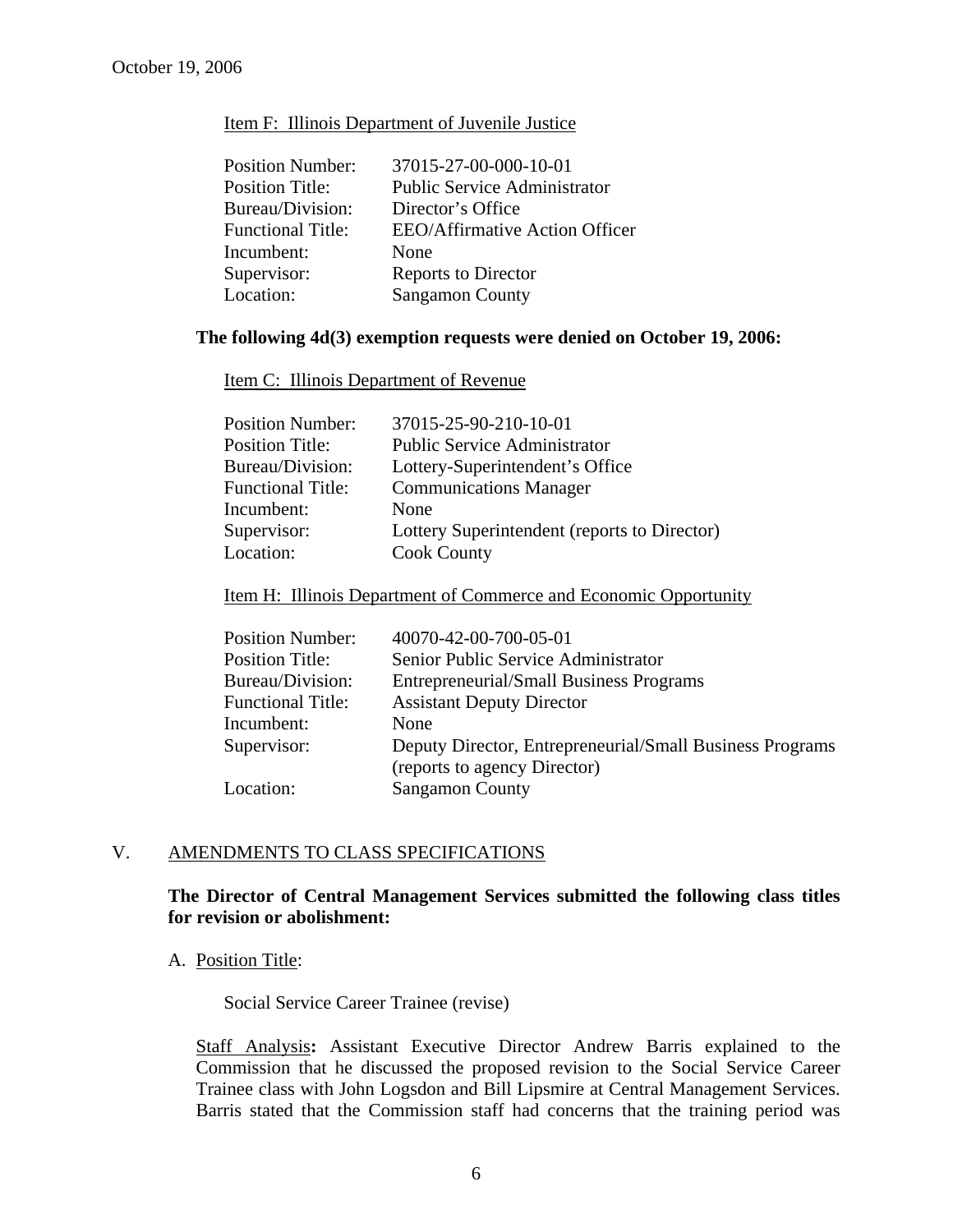Item F: Illinois Department of Juvenile Justice

| | |
|---|---|
| Position Number: | 37015-27-00-000-10-01 |
| Position Title: | Public Service Administrator |
| Bureau/Division: | Director's Office |
| Functional Title: | EEO/Affirmative Action Officer |
| Incumbent: | None |
| Supervisor: | Reports to Director |
| Location: | Sangamon County |

**The following 4d(3) exemption requests were denied on October 19, 2006:**

Item C: Illinois Department of Revenue

| | |
|---|---|
| Position Number: | 37015-25-90-210-10-01 |
| Position Title: | Public Service Administrator |
| Bureau/Division: | Lottery-Superintendent's Office |
| Functional Title: | Communications Manager |
| Incumbent: | None |
| Supervisor: | Lottery Superintendent (reports to Director) |
| Location: | Cook County |

Item H: Illinois Department of Commerce and Economic Opportunity

| | |
|---|---|
| Position Number: | 40070-42-00-700-05-01 |
| Position Title: | Senior Public Service Administrator |
| Bureau/Division: | Entrepreneurial/Small Business Programs |
| Functional Title: | Assistant Deputy Director |
| Incumbent: | None |
| Supervisor: | Deputy Director, Entrepreneurial/Small Business Programs (reports to agency Director) |
| Location: | Sangamon County |

## V. AMENDMENTS TO CLASS SPECIFICATIONS

**The Director of Central Management Services submitted the following class titles for revision or abolishment:**

A. Position Title:

Social Service Career Trainee (revise)

Staff Analysis**:** Assistant Executive Director Andrew Barris explained to the Commission that he discussed the proposed revision to the Social Service Career Trainee class with John Logsdon and Bill Lipsmire at Central Management Services. Barris stated that the Commission staff had concerns that the training period was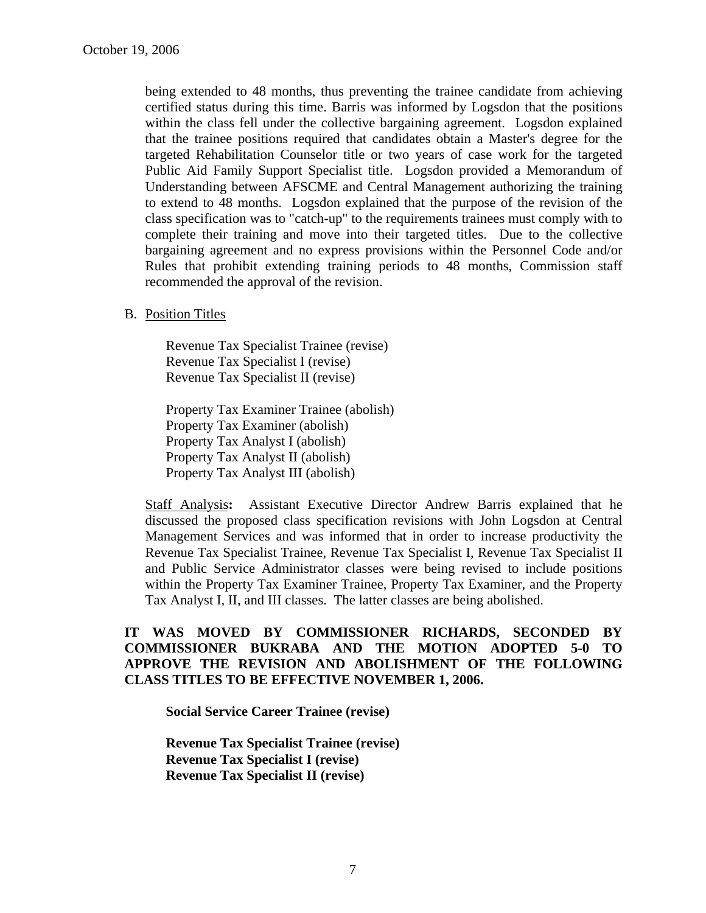being extended to 48 months, thus preventing the trainee candidate from achieving certified status during this time. Barris was informed by Logsdon that the positions within the class fell under the collective bargaining agreement. Logsdon explained that the trainee positions required that candidates obtain a Master's degree for the targeted Rehabilitation Counselor title or two years of case work for the targeted Public Aid Family Support Specialist title. Logsdon provided a Memorandum of Understanding between AFSCME and Central Management authorizing the training to extend to 48 months. Logsdon explained that the purpose of the revision of the class specification was to "catch-up" to the requirements trainees must comply with to complete their training and move into their targeted titles. Due to the collective bargaining agreement and no express provisions within the Personnel Code and/or Rules that prohibit extending training periods to 48 months, Commission staff recommended the approval of the revision.

B. Position Titles

Revenue Tax Specialist Trainee (revise)
Revenue Tax Specialist I (revise)
Revenue Tax Specialist II (revise)

Property Tax Examiner Trainee (abolish)
Property Tax Examiner (abolish)
Property Tax Analyst I (abolish)
Property Tax Analyst II (abolish)
Property Tax Analyst III (abolish)

Staff Analysis**:** Assistant Executive Director Andrew Barris explained that he discussed the proposed class specification revisions with John Logsdon at Central Management Services and was informed that in order to increase productivity the Revenue Tax Specialist Trainee, Revenue Tax Specialist I, Revenue Tax Specialist II and Public Service Administrator classes were being revised to include positions within the Property Tax Examiner Trainee, Property Tax Examiner, and the Property Tax Analyst I, II, and III classes. The latter classes are being abolished.

**IT WAS MOVED BY COMMISSIONER RICHARDS, SECONDED BY COMMISSIONER BUKRABA AND THE MOTION ADOPTED 5-0 TO APPROVE THE REVISION AND ABOLISHMENT OF THE FOLLOWING CLASS TITLES TO BE EFFECTIVE NOVEMBER 1, 2006.**

**Social Service Career Trainee (revise)**

**Revenue Tax Specialist Trainee (revise)**
**Revenue Tax Specialist I (revise)**
**Revenue Tax Specialist II (revise)**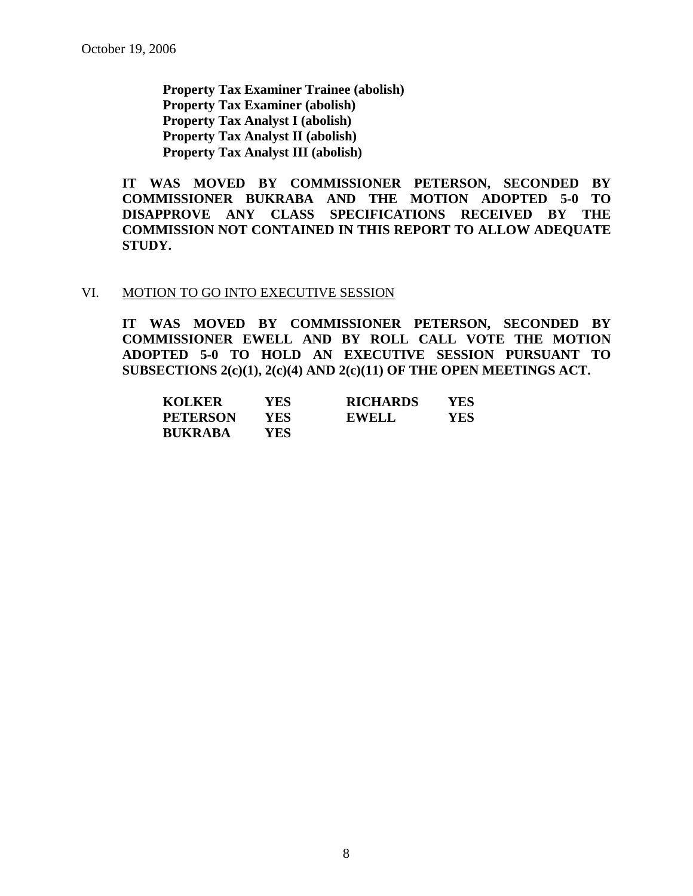**Property Tax Examiner Trainee (abolish)**
**Property Tax Examiner (abolish)**
**Property Tax Analyst I (abolish)**
**Property Tax Analyst II (abolish)**
**Property Tax Analyst III (abolish)**

**IT WAS MOVED BY COMMISSIONER PETERSON, SECONDED BY COMMISSIONER BUKRABA AND THE MOTION ADOPTED 5-0 TO DISAPPROVE ANY CLASS SPECIFICATIONS RECEIVED BY THE COMMISSION NOT CONTAINED IN THIS REPORT TO ALLOW ADEQUATE STUDY.**

VI. MOTION TO GO INTO EXECUTIVE SESSION

**IT WAS MOVED BY COMMISSIONER PETERSON, SECONDED BY COMMISSIONER EWELL AND BY ROLL CALL VOTE THE MOTION ADOPTED 5-0 TO HOLD AN EXECUTIVE SESSION PURSUANT TO SUBSECTIONS 2(c)(1), 2(c)(4) AND 2(c)(11) OF THE OPEN MEETINGS ACT.**

| | | | |
|---|---|---|---|
| **KOLKER** | **YES** | **RICHARDS** | **YES** |
| **PETERSON** | **YES** | **EWELL** | **YES** |
| **BUKRABA** | **YES** | | |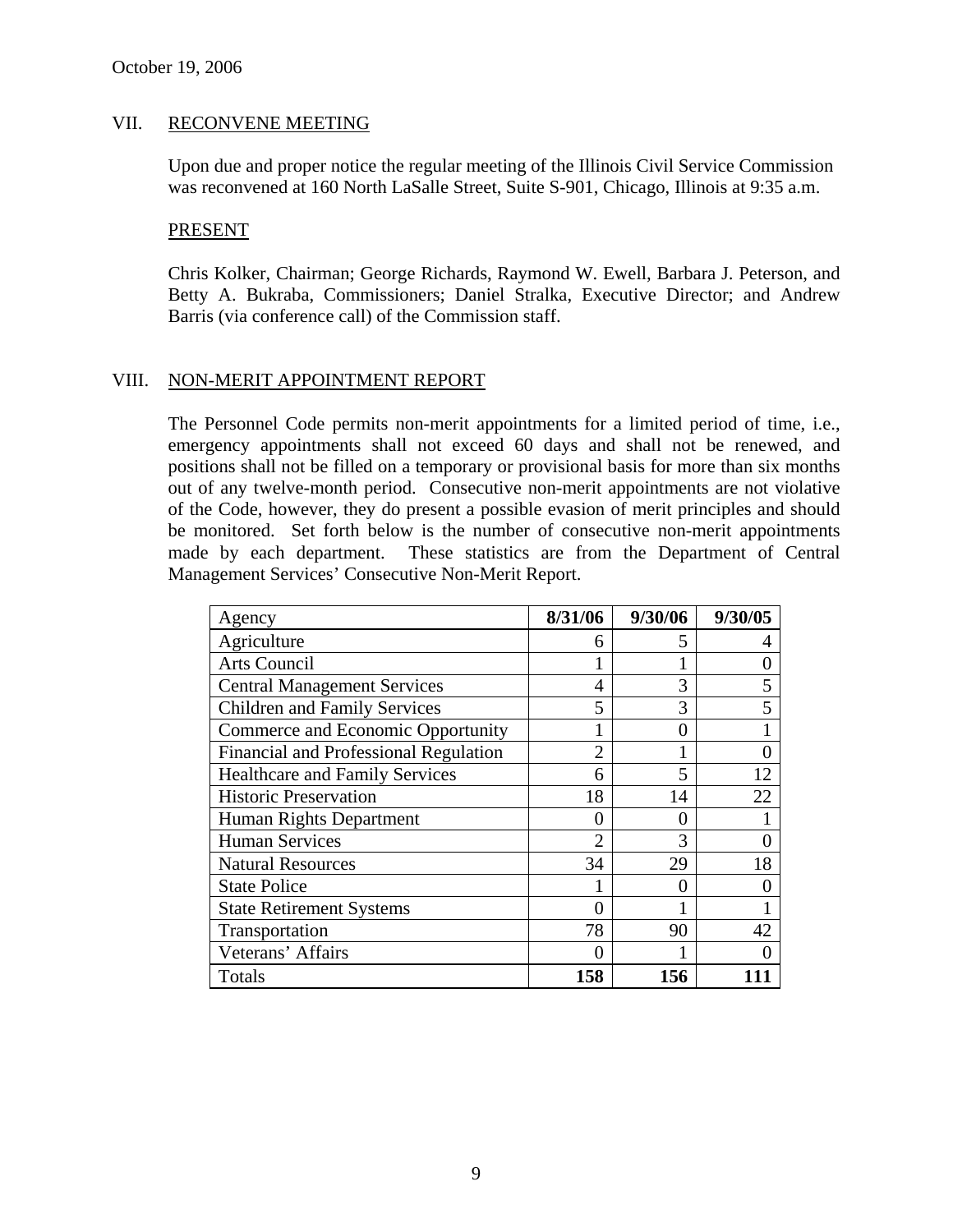October 19, 2006

## VII. RECONVENE MEETING

Upon due and proper notice the regular meeting of the Illinois Civil Service Commission was reconvened at 160 North LaSalle Street, Suite S-901, Chicago, Illinois at 9:35 a.m.

### PRESENT

Chris Kolker, Chairman; George Richards, Raymond W. Ewell, Barbara J. Peterson, and Betty A. Bukraba, Commissioners; Daniel Stralka, Executive Director; and Andrew Barris (via conference call) of the Commission staff.

## VIII. NON-MERIT APPOINTMENT REPORT

The Personnel Code permits non-merit appointments for a limited period of time, i.e., emergency appointments shall not exceed 60 days and shall not be renewed, and positions shall not be filled on a temporary or provisional basis for more than six months out of any twelve-month period. Consecutive non-merit appointments are not violative of the Code, however, they do present a possible evasion of merit principles and should be monitored. Set forth below is the number of consecutive non-merit appointments made by each department. These statistics are from the Department of Central Management Services' Consecutive Non-Merit Report.

| Agency | **8/31/06** | **9/30/06** | **9/30/05** |
|---|---|---|---|
| Agriculture | 6 | 5 | 4 |
| Arts Council | 1 | 1 | 0 |
| Central Management Services | 4 | 3 | 5 |
| Children and Family Services | 5 | 3 | 5 |
| Commerce and Economic Opportunity | 1 | 0 | 1 |
| Financial and Professional Regulation | 2 | 1 | 0 |
| Healthcare and Family Services | 6 | 5 | 12 |
| Historic Preservation | 18 | 14 | 22 |
| Human Rights Department | 0 | 0 | 1 |
| Human Services | 2 | 3 | 0 |
| Natural Resources | 34 | 29 | 18 |
| State Police | 1 | 0 | 0 |
| State Retirement Systems | 0 | 1 | 1 |
| Transportation | 78 | 90 | 42 |
| Veterans' Affairs | 0 | 1 | 0 |
| Totals | **158** | **156** | **111** |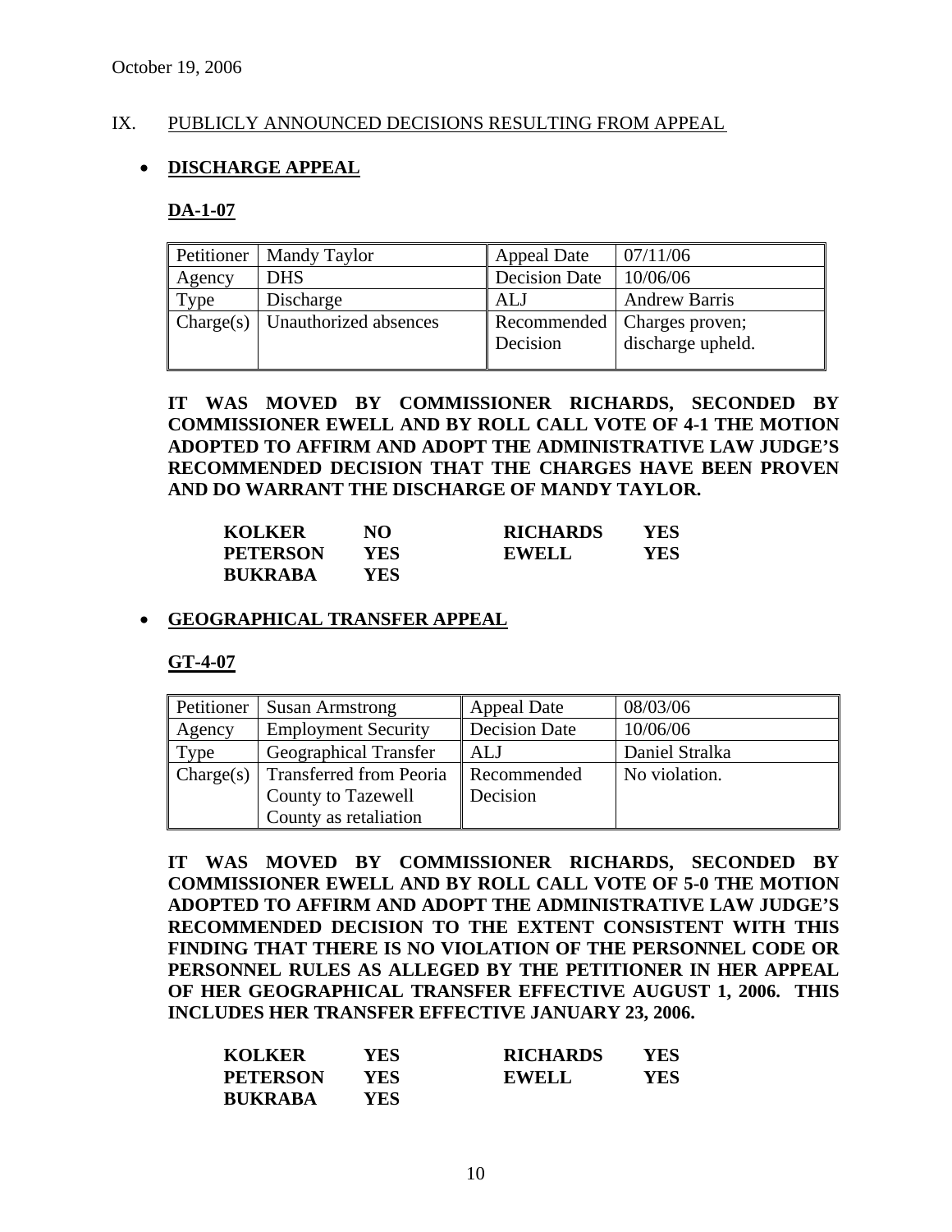October 19, 2006

## IX. PUBLICLY ANNOUNCED DECISIONS RESULTING FROM APPEAL

- **DISCHARGE APPEAL**

### DA-1-07

| Petitioner | Mandy Taylor | Appeal Date | 07/11/06 |
|---|---|---|---|
| Agency | DHS | Decision Date | 10/06/06 |
| Type | Discharge | ALJ | Andrew Barris |
| Charge(s) | Unauthorized absences | Recommended Decision | Charges proven; discharge upheld. |

**IT WAS MOVED BY COMMISSIONER RICHARDS, SECONDED BY COMMISSIONER EWELL AND BY ROLL CALL VOTE OF 4-1 THE MOTION ADOPTED TO AFFIRM AND ADOPT THE ADMINISTRATIVE LAW JUDGE'S RECOMMENDED DECISION THAT THE CHARGES HAVE BEEN PROVEN AND DO WARRANT THE DISCHARGE OF MANDY TAYLOR.**

| | | | |
|---|---|---|---|
| **KOLKER** | **NO** | **RICHARDS** | **YES** |
| **PETERSON** | **YES** | **EWELL** | **YES** |
| **BUKRABA** | **YES** | | |

- **GEOGRAPHICAL TRANSFER APPEAL**

### GT-4-07

| Petitioner | Susan Armstrong | Appeal Date | 08/03/06 |
|---|---|---|---|
| Agency | Employment Security | Decision Date | 10/06/06 |
| Type | Geographical Transfer | ALJ | Daniel Stralka |
| Charge(s) | Transferred from Peoria County to Tazewell County as retaliation | Recommended Decision | No violation. |

**IT WAS MOVED BY COMMISSIONER RICHARDS, SECONDED BY COMMISSIONER EWELL AND BY ROLL CALL VOTE OF 5-0 THE MOTION ADOPTED TO AFFIRM AND ADOPT THE ADMINISTRATIVE LAW JUDGE'S RECOMMENDED DECISION TO THE EXTENT CONSISTENT WITH THIS FINDING THAT THERE IS NO VIOLATION OF THE PERSONNEL CODE OR PERSONNEL RULES AS ALLEGED BY THE PETITIONER IN HER APPEAL OF HER GEOGRAPHICAL TRANSFER EFFECTIVE AUGUST 1, 2006. THIS INCLUDES HER TRANSFER EFFECTIVE JANUARY 23, 2006.**

| | | | |
|---|---|---|---|
| **KOLKER** | **YES** | **RICHARDS** | **YES** |
| **PETERSON** | **YES** | **EWELL** | **YES** |
| **BUKRABA** | **YES** | | |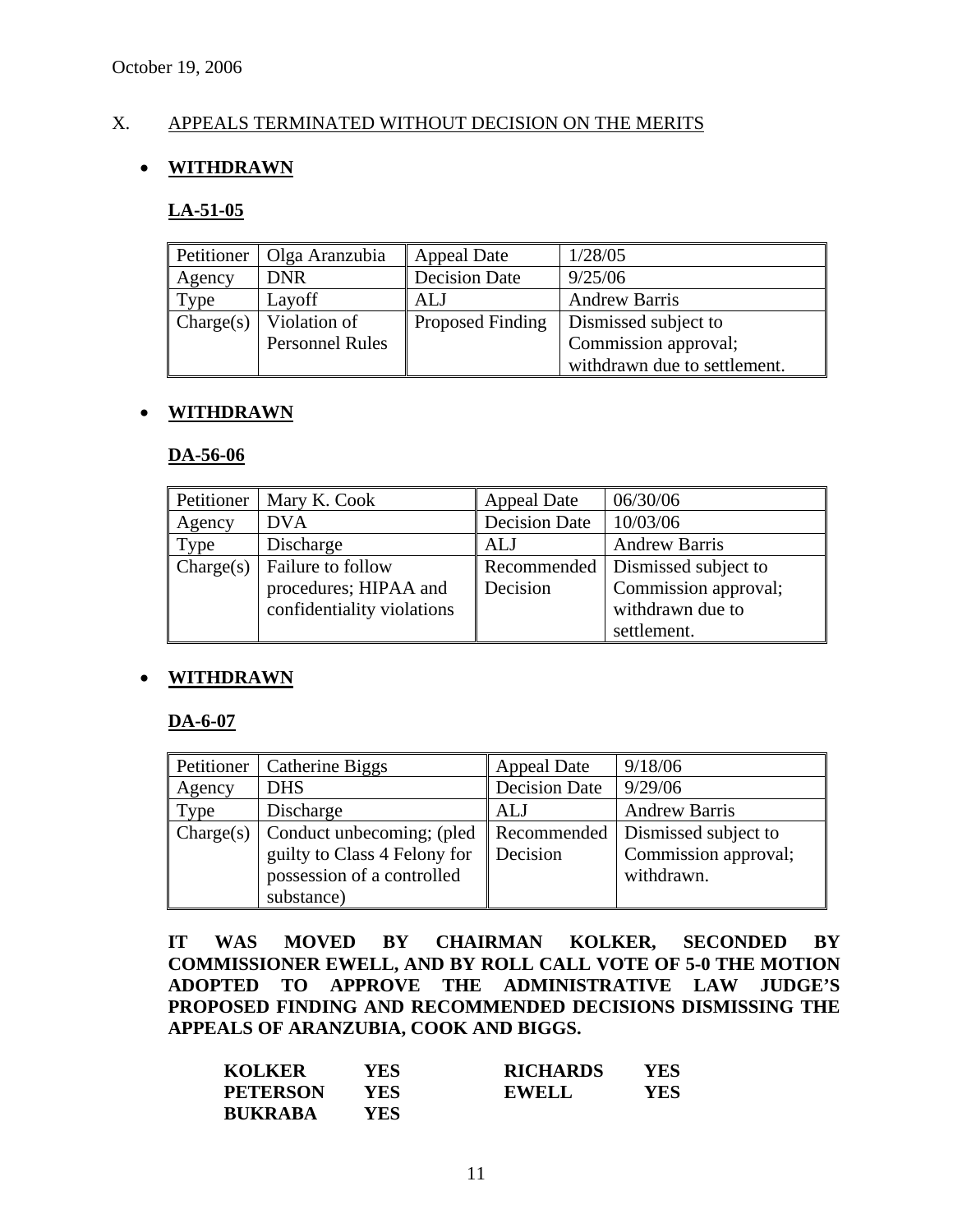October 19, 2006

## X. APPEALS TERMINATED WITHOUT DECISION ON THE MERITS

- **WITHDRAWN**

### LA-51-05

| Petitioner | Olga Aranzubia | Appeal Date | 1/28/05 |
|---|---|---|---|
| Agency | DNR | Decision Date | 9/25/06 |
| Type | Layoff | ALJ | Andrew Barris |
| Charge(s) | Violation of Personnel Rules | Proposed Finding | Dismissed subject to Commission approval; withdrawn due to settlement. |

- **WITHDRAWN**

### DA-56-06

| Petitioner | Mary K. Cook | Appeal Date | 06/30/06 |
|---|---|---|---|
| Agency | DVA | Decision Date | 10/03/06 |
| Type | Discharge | ALJ | Andrew Barris |
| Charge(s) | Failure to follow procedures; HIPAA and confidentiality violations | Recommended Decision | Dismissed subject to Commission approval; withdrawn due to settlement. |

- **WITHDRAWN**

### DA-6-07

| Petitioner | Catherine Biggs | Appeal Date | 9/18/06 |
|---|---|---|---|
| Agency | DHS | Decision Date | 9/29/06 |
| Type | Discharge | ALJ | Andrew Barris |
| Charge(s) | Conduct unbecoming; (pled guilty to Class 4 Felony for possession of a controlled substance) | Recommended Decision | Dismissed subject to Commission approval; withdrawn. |

**IT WAS MOVED BY CHAIRMAN KOLKER, SECONDED BY COMMISSIONER EWELL, AND BY ROLL CALL VOTE OF 5-0 THE MOTION ADOPTED TO APPROVE THE ADMINISTRATIVE LAW JUDGE'S PROPOSED FINDING AND RECOMMENDED DECISIONS DISMISSING THE APPEALS OF ARANZUBIA, COOK AND BIGGS.**

| | | | |
|---|---|---|---|
| **KOLKER** | **YES** | **RICHARDS** | **YES** |
| **PETERSON** | **YES** | **EWELL** | **YES** |
| **BUKRABA** | **YES** | | |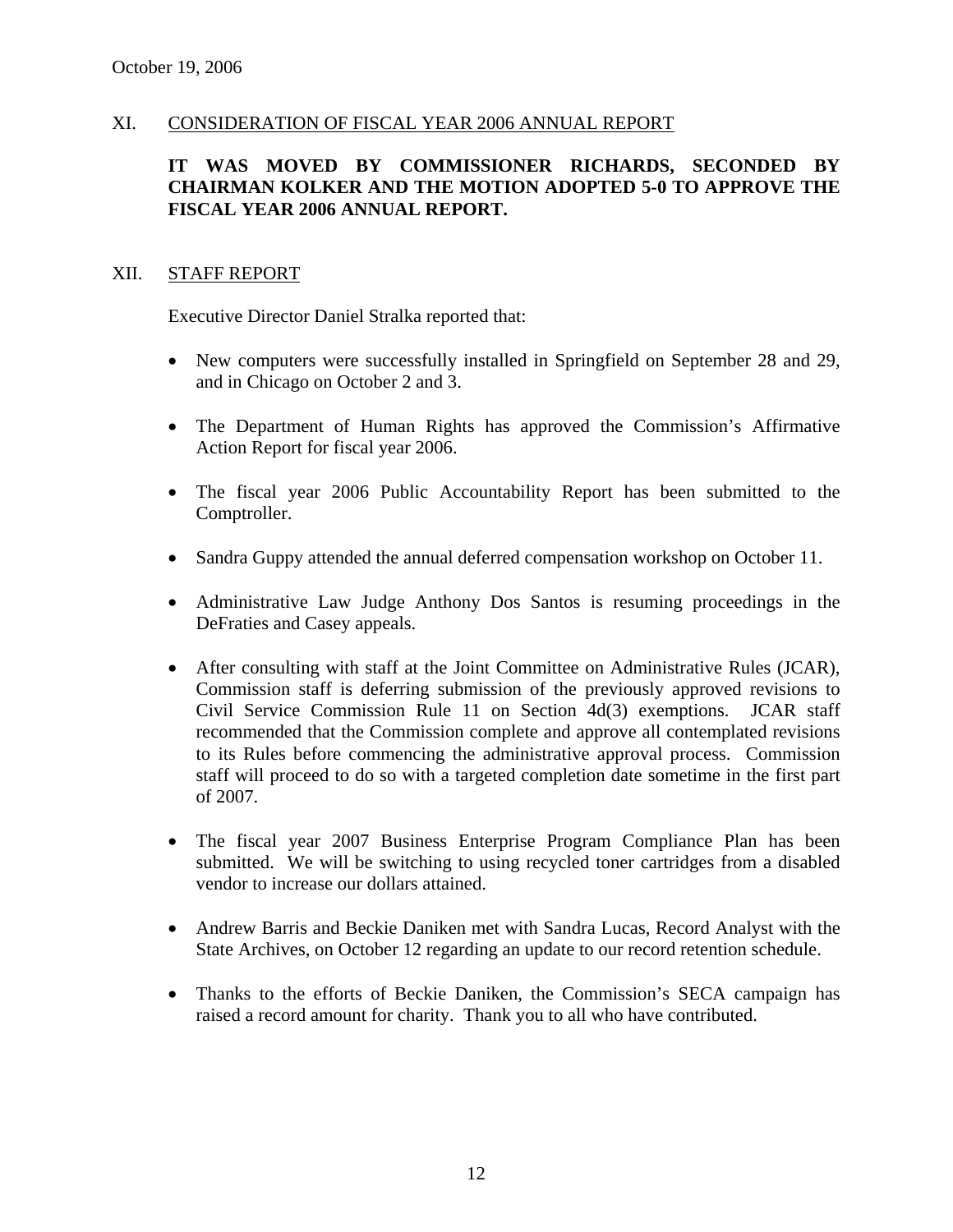October 19, 2006

## XI. CONSIDERATION OF FISCAL YEAR 2006 ANNUAL REPORT

**IT WAS MOVED BY COMMISSIONER RICHARDS, SECONDED BY CHAIRMAN KOLKER AND THE MOTION ADOPTED 5-0 TO APPROVE THE FISCAL YEAR 2006 ANNUAL REPORT.**

## XII. STAFF REPORT

Executive Director Daniel Stralka reported that:

- New computers were successfully installed in Springfield on September 28 and 29, and in Chicago on October 2 and 3.
- The Department of Human Rights has approved the Commission's Affirmative Action Report for fiscal year 2006.
- The fiscal year 2006 Public Accountability Report has been submitted to the Comptroller.
- Sandra Guppy attended the annual deferred compensation workshop on October 11.
- Administrative Law Judge Anthony Dos Santos is resuming proceedings in the DeFraties and Casey appeals.
- After consulting with staff at the Joint Committee on Administrative Rules (JCAR), Commission staff is deferring submission of the previously approved revisions to Civil Service Commission Rule 11 on Section 4d(3) exemptions. JCAR staff recommended that the Commission complete and approve all contemplated revisions to its Rules before commencing the administrative approval process. Commission staff will proceed to do so with a targeted completion date sometime in the first part of 2007.
- The fiscal year 2007 Business Enterprise Program Compliance Plan has been submitted. We will be switching to using recycled toner cartridges from a disabled vendor to increase our dollars attained.
- Andrew Barris and Beckie Daniken met with Sandra Lucas, Record Analyst with the State Archives, on October 12 regarding an update to our record retention schedule.
- Thanks to the efforts of Beckie Daniken, the Commission's SECA campaign has raised a record amount for charity. Thank you to all who have contributed.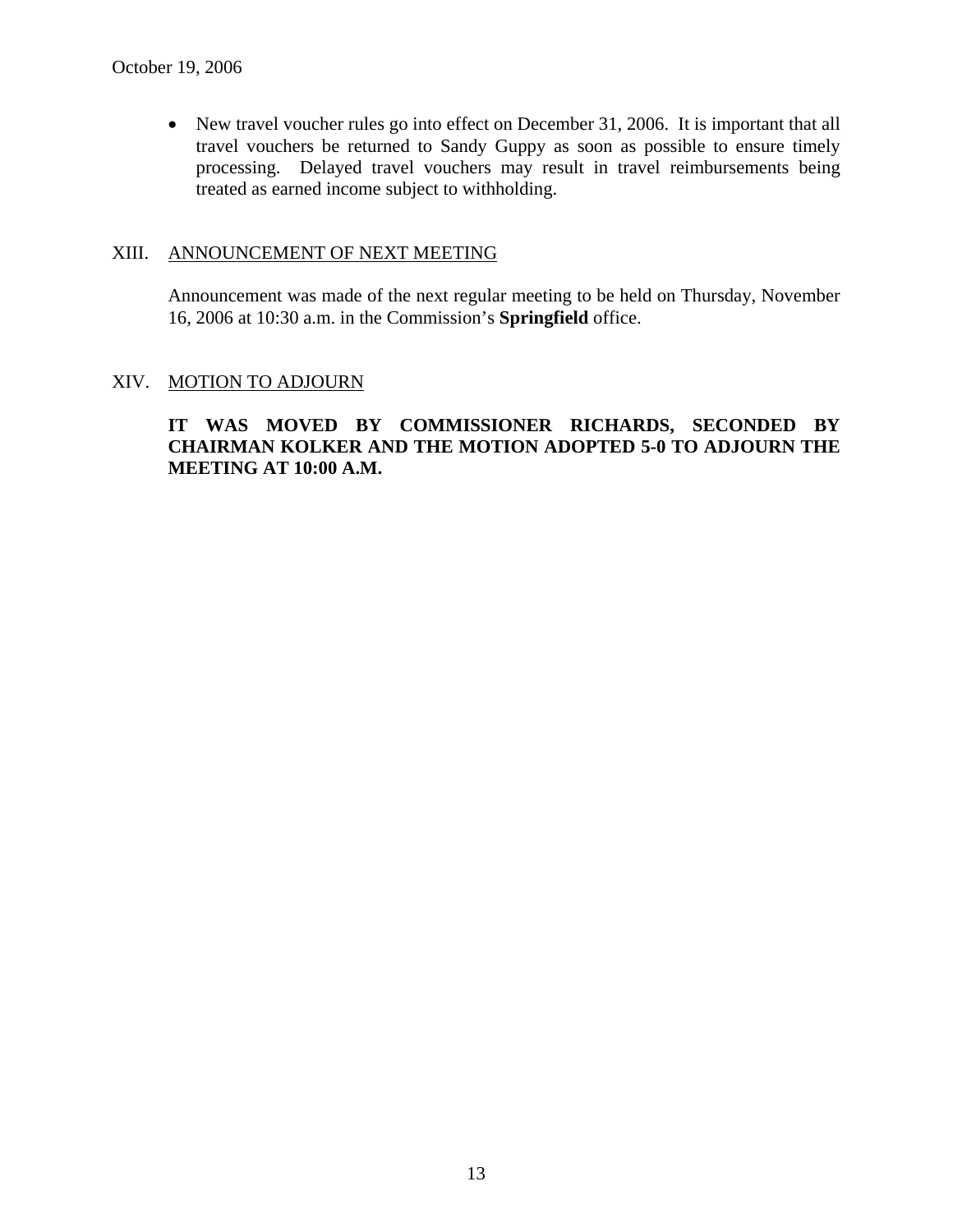- New travel voucher rules go into effect on December 31, 2006. It is important that all travel vouchers be returned to Sandy Guppy as soon as possible to ensure timely processing. Delayed travel vouchers may result in travel reimbursements being treated as earned income subject to withholding.

## XIII. ANNOUNCEMENT OF NEXT MEETING

Announcement was made of the next regular meeting to be held on Thursday, November 16, 2006 at 10:30 a.m. in the Commission's **Springfield** office.

## XIV. MOTION TO ADJOURN

**IT WAS MOVED BY COMMISSIONER RICHARDS, SECONDED BY CHAIRMAN KOLKER AND THE MOTION ADOPTED 5-0 TO ADJOURN THE MEETING AT 10:00 A.M.**